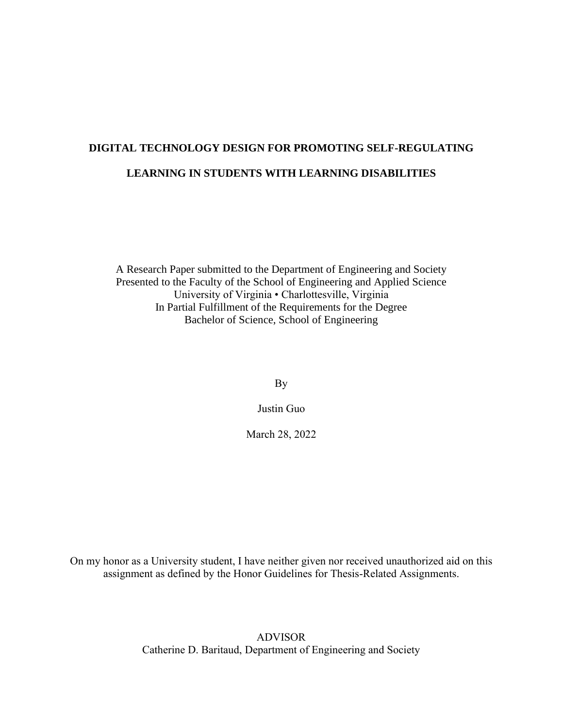# DIGITAL TECHNOLOGY DESIGN FOR PROMOTING SELF-REGULATING LEARNING IN STUDENTS WITH LEARNING DISABILITIES

A Research Paper submitted to the Department of Engineering and Society
Presented to the Faculty of the School of Engineering and Applied Science
University of Virginia • Charlottesville, Virginia
In Partial Fulfillment of the Requirements for the Degree
Bachelor of Science, School of Engineering

By

Justin Guo

March 28, 2022

On my honor as a University student, I have neither given nor received unauthorized aid on this assignment as defined by the Honor Guidelines for Thesis-Related Assignments.

ADVISOR
Catherine D. Baritaud, Department of Engineering and Society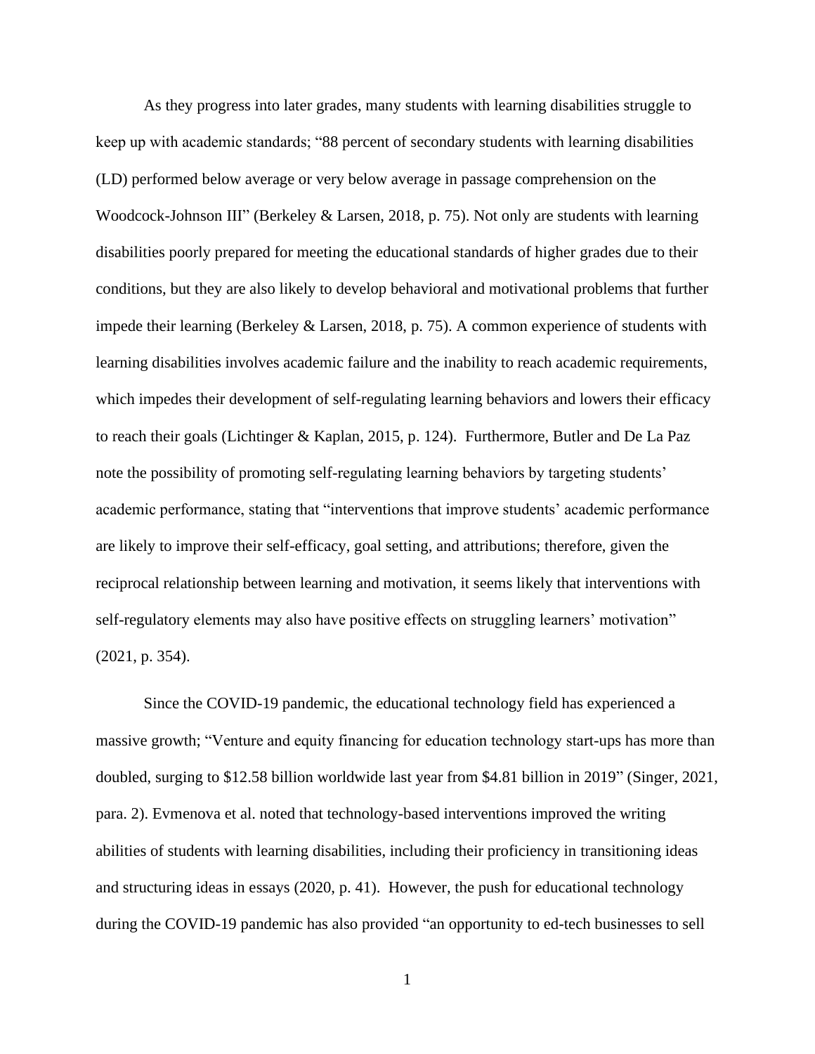As they progress into later grades, many students with learning disabilities struggle to keep up with academic standards; "88 percent of secondary students with learning disabilities (LD) performed below average or very below average in passage comprehension on the Woodcock-Johnson III" (Berkeley & Larsen, 2018, p. 75). Not only are students with learning disabilities poorly prepared for meeting the educational standards of higher grades due to their conditions, but they are also likely to develop behavioral and motivational problems that further impede their learning (Berkeley & Larsen, 2018, p. 75). A common experience of students with learning disabilities involves academic failure and the inability to reach academic requirements, which impedes their development of self-regulating learning behaviors and lowers their efficacy to reach their goals (Lichtinger & Kaplan, 2015, p. 124). Furthermore, Butler and De La Paz note the possibility of promoting self-regulating learning behaviors by targeting students' academic performance, stating that "interventions that improve students' academic performance are likely to improve their self-efficacy, goal setting, and attributions; therefore, given the reciprocal relationship between learning and motivation, it seems likely that interventions with self-regulatory elements may also have positive effects on struggling learners' motivation" (2021, p. 354).

Since the COVID-19 pandemic, the educational technology field has experienced a massive growth; "Venture and equity financing for education technology start-ups has more than doubled, surging to $12.58 billion worldwide last year from $4.81 billion in 2019" (Singer, 2021, para. 2). Evmenova et al. noted that technology-based interventions improved the writing abilities of students with learning disabilities, including their proficiency in transitioning ideas and structuring ideas in essays (2020, p. 41). However, the push for educational technology during the COVID-19 pandemic has also provided "an opportunity to ed-tech businesses to sell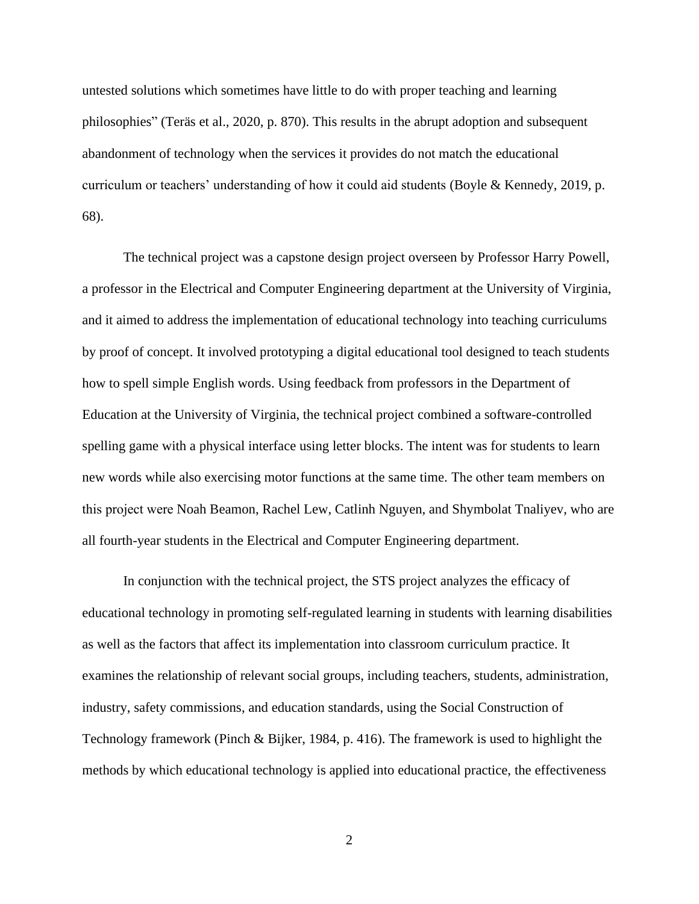untested solutions which sometimes have little to do with proper teaching and learning philosophies" (Teräs et al., 2020, p. 870). This results in the abrupt adoption and subsequent abandonment of technology when the services it provides do not match the educational curriculum or teachers' understanding of how it could aid students (Boyle & Kennedy, 2019, p. 68).

The technical project was a capstone design project overseen by Professor Harry Powell, a professor in the Electrical and Computer Engineering department at the University of Virginia, and it aimed to address the implementation of educational technology into teaching curriculums by proof of concept. It involved prototyping a digital educational tool designed to teach students how to spell simple English words. Using feedback from professors in the Department of Education at the University of Virginia, the technical project combined a software-controlled spelling game with a physical interface using letter blocks. The intent was for students to learn new words while also exercising motor functions at the same time. The other team members on this project were Noah Beamon, Rachel Lew, Catlinh Nguyen, and Shymbolat Tnaliyev, who are all fourth-year students in the Electrical and Computer Engineering department.

In conjunction with the technical project, the STS project analyzes the efficacy of educational technology in promoting self-regulated learning in students with learning disabilities as well as the factors that affect its implementation into classroom curriculum practice. It examines the relationship of relevant social groups, including teachers, students, administration, industry, safety commissions, and education standards, using the Social Construction of Technology framework (Pinch & Bijker, 1984, p. 416). The framework is used to highlight the methods by which educational technology is applied into educational practice, the effectiveness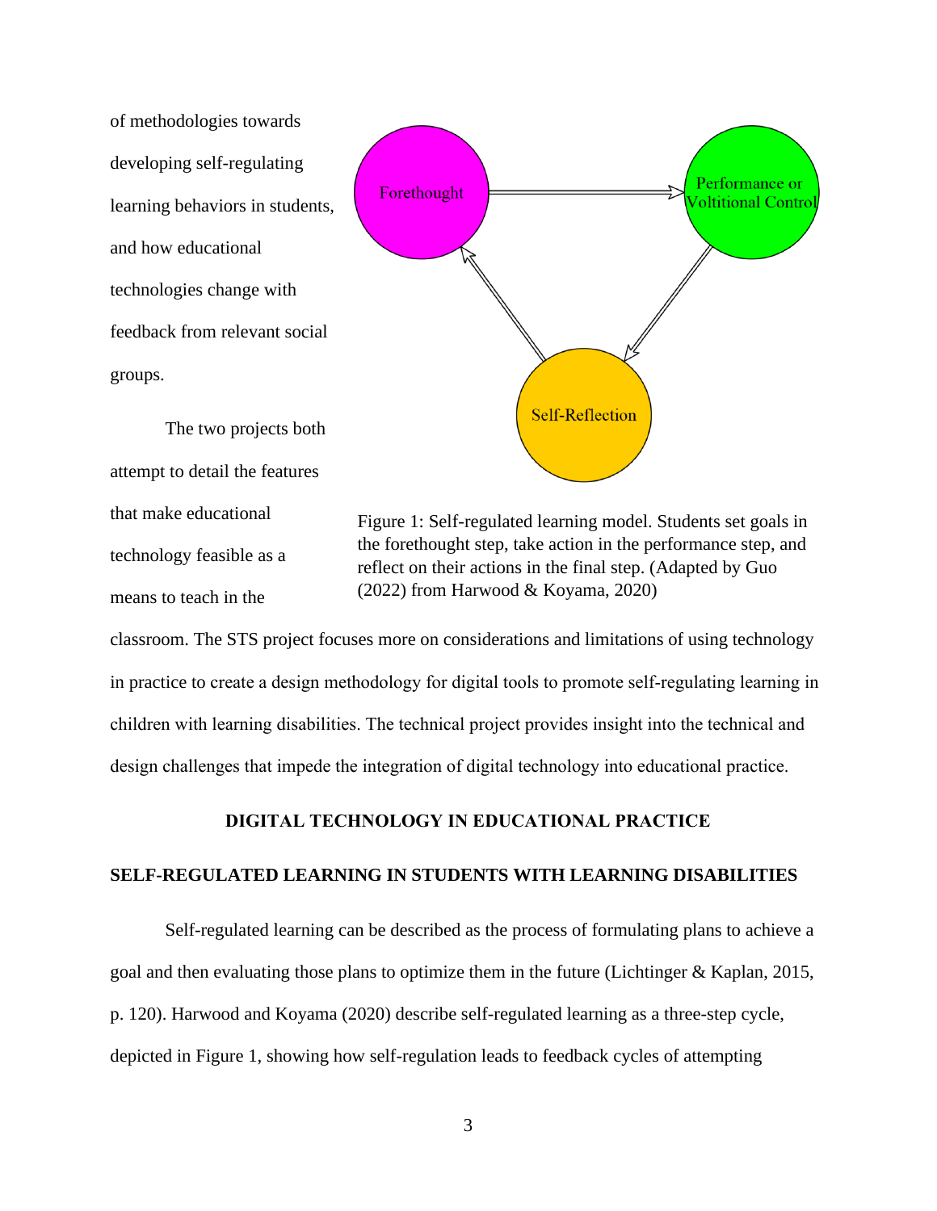of methodologies towards developing self-regulating learning behaviors in students, and how educational technologies change with feedback from relevant social groups.

The two projects both attempt to detail the features that make educational technology feasible as a means to teach in the classroom. The STS project focuses more on considerations and limitations of using technology in practice to create a design methodology for digital tools to promote self-regulating learning in children with learning disabilities. The technical project provides insight into the technical and design challenges that impede the integration of digital technology into educational practice.

Figure 1: Self-regulated learning model. Students set goals in the forethought step, take action in the performance step, and reflect on their actions in the final step. (Adapted by Guo (2022) from Harwood & Koyama, 2020)

## DIGITAL TECHNOLOGY IN EDUCATIONAL PRACTICE

### SELF-REGULATED LEARNING IN STUDENTS WITH LEARNING DISABILITIES

Self-regulated learning can be described as the process of formulating plans to achieve a goal and then evaluating those plans to optimize them in the future (Lichtinger & Kaplan, 2015, p. 120). Harwood and Koyama (2020) describe self-regulated learning as a three-step cycle, depicted in Figure 1, showing how self-regulation leads to feedback cycles of attempting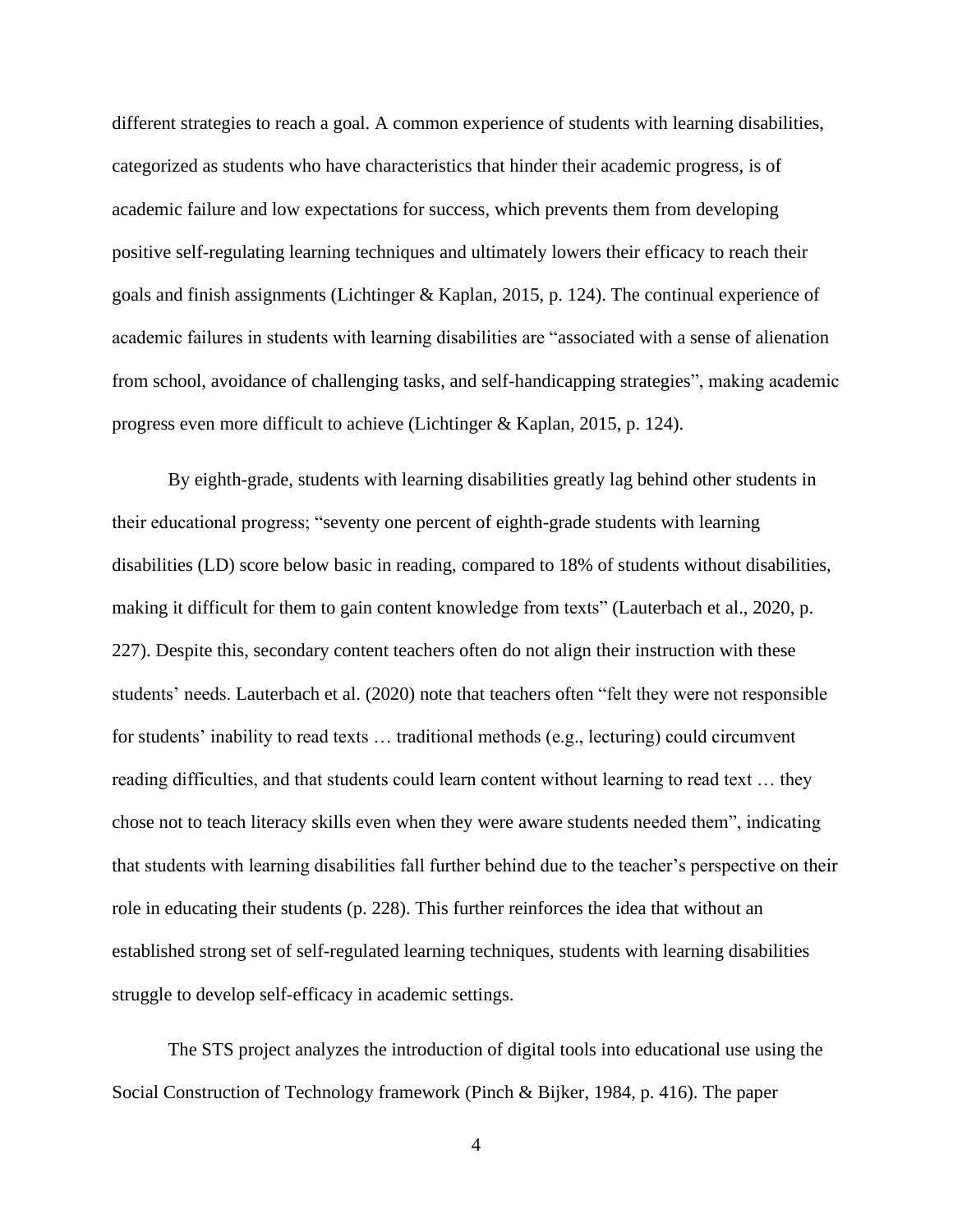different strategies to reach a goal. A common experience of students with learning disabilities, categorized as students who have characteristics that hinder their academic progress, is of academic failure and low expectations for success, which prevents them from developing positive self-regulating learning techniques and ultimately lowers their efficacy to reach their goals and finish assignments (Lichtinger & Kaplan, 2015, p. 124). The continual experience of academic failures in students with learning disabilities are "associated with a sense of alienation from school, avoidance of challenging tasks, and self-handicapping strategies", making academic progress even more difficult to achieve (Lichtinger & Kaplan, 2015, p. 124).

By eighth-grade, students with learning disabilities greatly lag behind other students in their educational progress; "seventy one percent of eighth-grade students with learning disabilities (LD) score below basic in reading, compared to 18% of students without disabilities, making it difficult for them to gain content knowledge from texts" (Lauterbach et al., 2020, p. 227). Despite this, secondary content teachers often do not align their instruction with these students' needs. Lauterbach et al. (2020) note that teachers often "felt they were not responsible for students' inability to read texts … traditional methods (e.g., lecturing) could circumvent reading difficulties, and that students could learn content without learning to read text … they chose not to teach literacy skills even when they were aware students needed them", indicating that students with learning disabilities fall further behind due to the teacher's perspective on their role in educating their students (p. 228). This further reinforces the idea that without an established strong set of self-regulated learning techniques, students with learning disabilities struggle to develop self-efficacy in academic settings.

The STS project analyzes the introduction of digital tools into educational use using the Social Construction of Technology framework (Pinch & Bijker, 1984, p. 416). The paper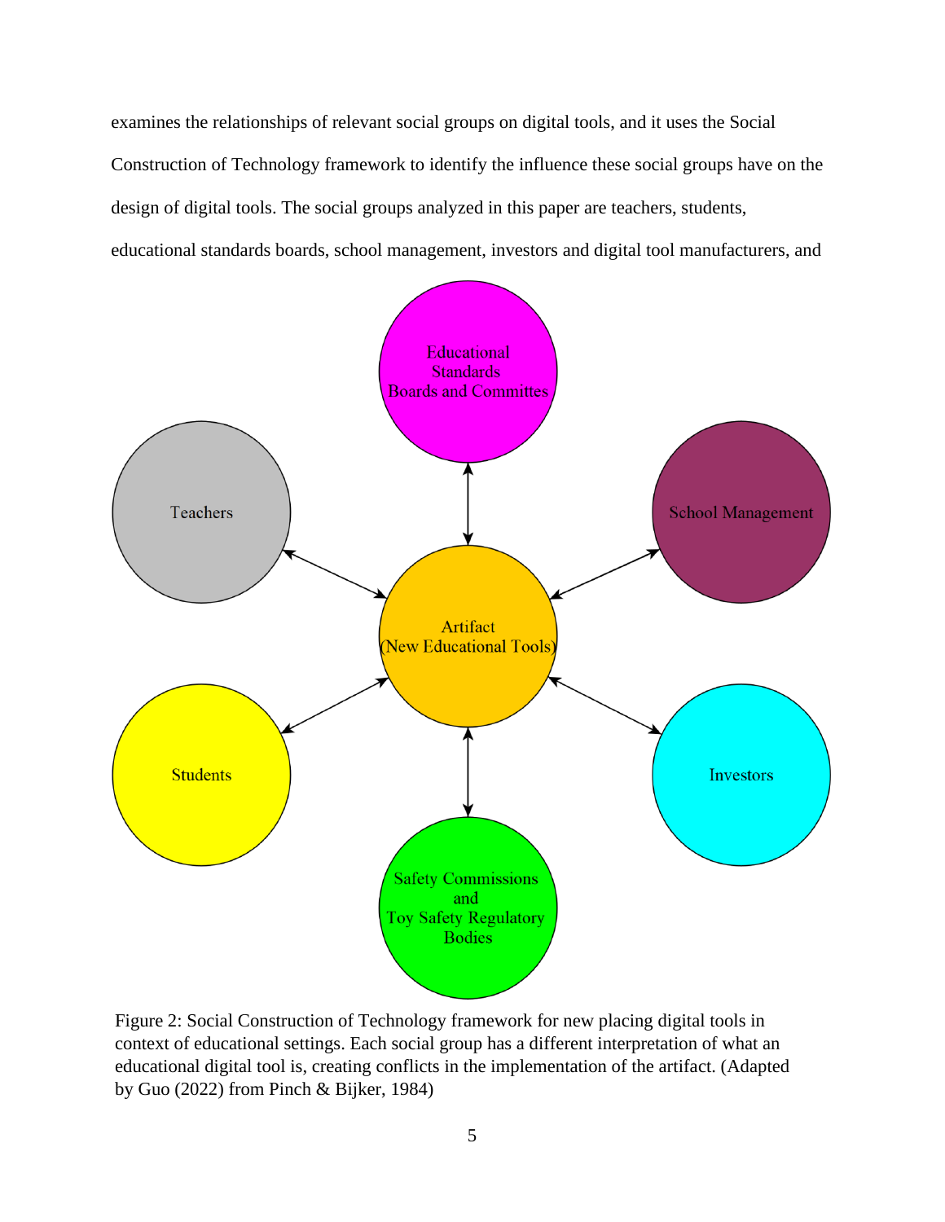examines the relationships of relevant social groups on digital tools, and it uses the Social Construction of Technology framework to identify the influence these social groups have on the design of digital tools. The social groups analyzed in this paper are teachers, students, educational standards boards, school management, investors and digital tool manufacturers, and

Figure 2: Social Construction of Technology framework for new placing digital tools in context of educational settings. Each social group has a different interpretation of what an educational digital tool is, creating conflicts in the implementation of the artifact. (Adapted by Guo (2022) from Pinch & Bijker, 1984)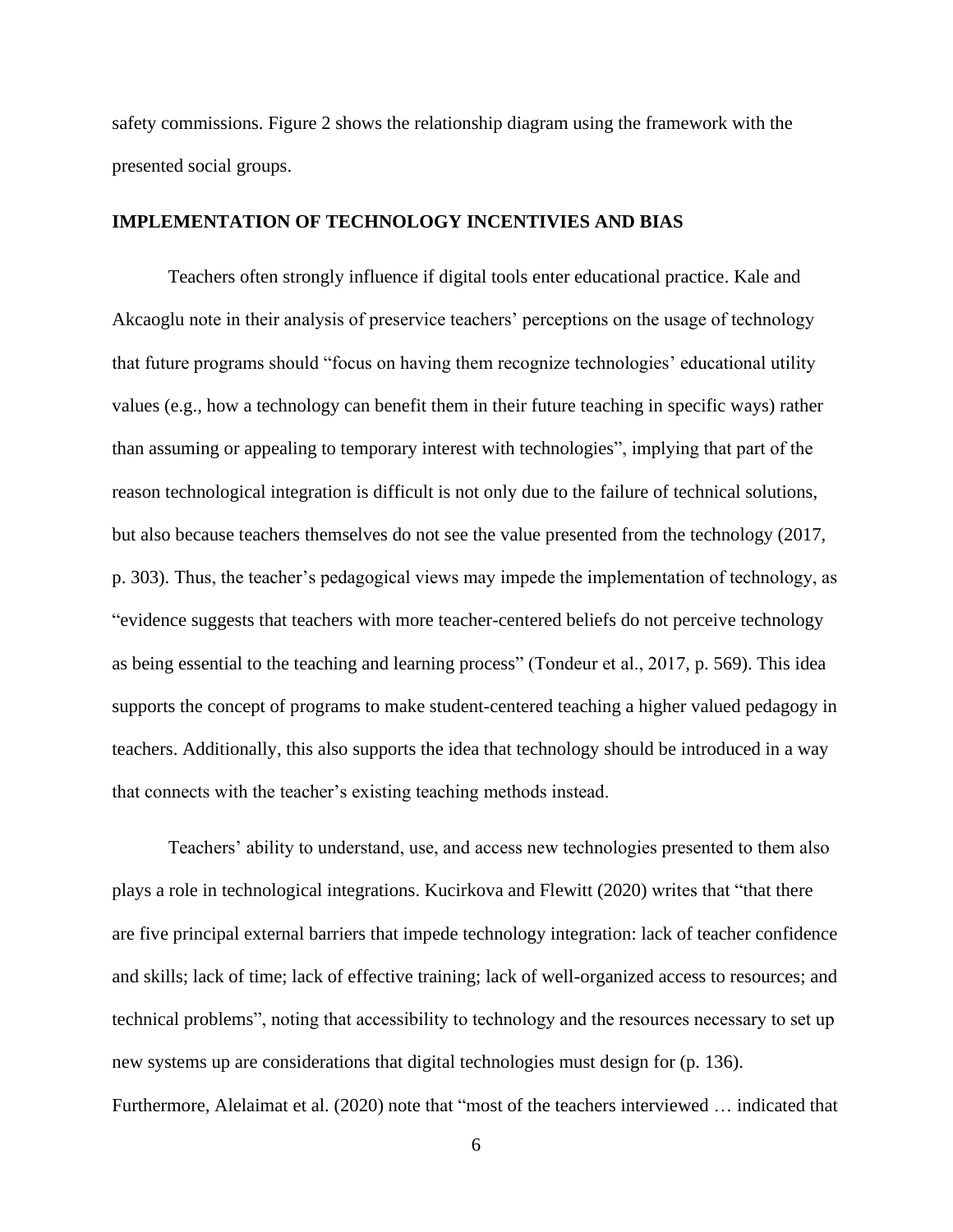safety commissions. Figure 2 shows the relationship diagram using the framework with the presented social groups.

## IMPLEMENTATION OF TECHNOLOGY INCENTIVIES AND BIAS

Teachers often strongly influence if digital tools enter educational practice. Kale and Akcaoglu note in their analysis of preservice teachers' perceptions on the usage of technology that future programs should "focus on having them recognize technologies' educational utility values (e.g., how a technology can benefit them in their future teaching in specific ways) rather than assuming or appealing to temporary interest with technologies", implying that part of the reason technological integration is difficult is not only due to the failure of technical solutions, but also because teachers themselves do not see the value presented from the technology (2017, p. 303). Thus, the teacher's pedagogical views may impede the implementation of technology, as "evidence suggests that teachers with more teacher-centered beliefs do not perceive technology as being essential to the teaching and learning process" (Tondeur et al., 2017, p. 569). This idea supports the concept of programs to make student-centered teaching a higher valued pedagogy in teachers. Additionally, this also supports the idea that technology should be introduced in a way that connects with the teacher's existing teaching methods instead.

Teachers' ability to understand, use, and access new technologies presented to them also plays a role in technological integrations. Kucirkova and Flewitt (2020) writes that "that there are five principal external barriers that impede technology integration: lack of teacher confidence and skills; lack of time; lack of effective training; lack of well-organized access to resources; and technical problems", noting that accessibility to technology and the resources necessary to set up new systems up are considerations that digital technologies must design for (p. 136). Furthermore, Alelaimat et al. (2020) note that "most of the teachers interviewed … indicated that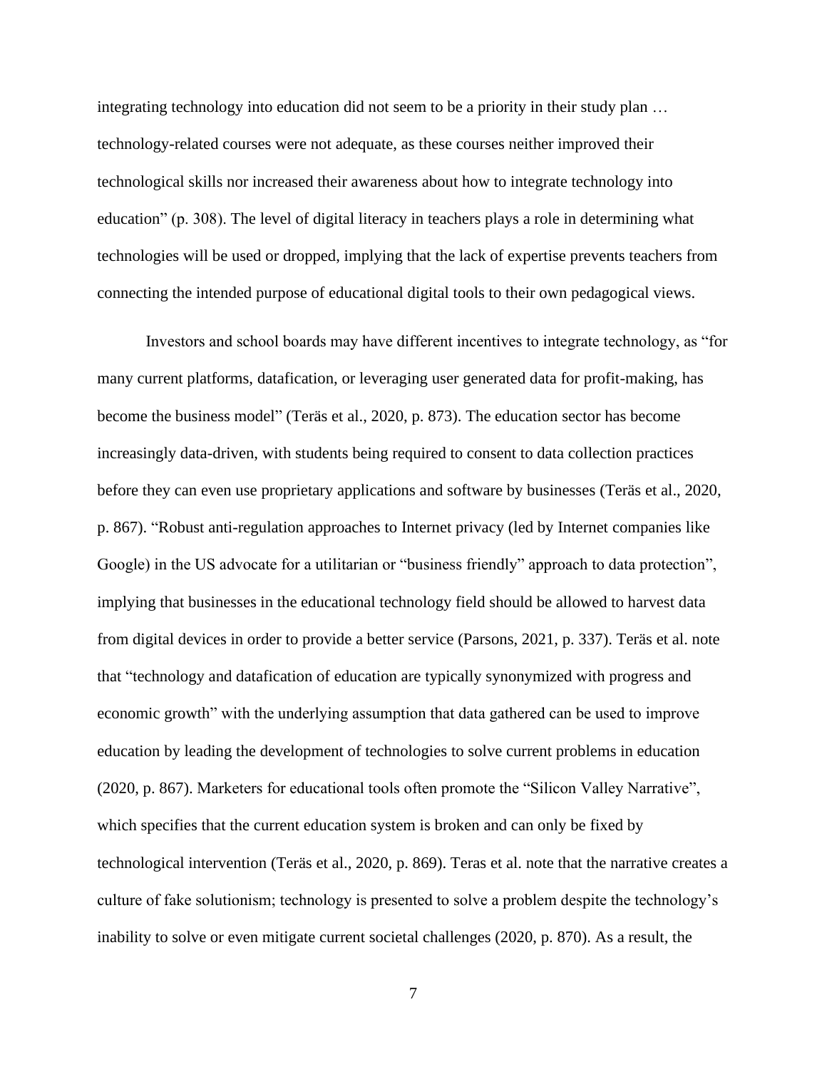integrating technology into education did not seem to be a priority in their study plan … technology-related courses were not adequate, as these courses neither improved their technological skills nor increased their awareness about how to integrate technology into education" (p. 308). The level of digital literacy in teachers plays a role in determining what technologies will be used or dropped, implying that the lack of expertise prevents teachers from connecting the intended purpose of educational digital tools to their own pedagogical views.

Investors and school boards may have different incentives to integrate technology, as "for many current platforms, datafication, or leveraging user generated data for profit-making, has become the business model" (Teräs et al., 2020, p. 873). The education sector has become increasingly data-driven, with students being required to consent to data collection practices before they can even use proprietary applications and software by businesses (Teräs et al., 2020, p. 867). "Robust anti-regulation approaches to Internet privacy (led by Internet companies like Google) in the US advocate for a utilitarian or "business friendly" approach to data protection", implying that businesses in the educational technology field should be allowed to harvest data from digital devices in order to provide a better service (Parsons, 2021, p. 337). Teräs et al. note that "technology and datafication of education are typically synonymized with progress and economic growth" with the underlying assumption that data gathered can be used to improve education by leading the development of technologies to solve current problems in education (2020, p. 867). Marketers for educational tools often promote the "Silicon Valley Narrative", which specifies that the current education system is broken and can only be fixed by technological intervention (Teräs et al., 2020, p. 869). Teras et al. note that the narrative creates a culture of fake solutionism; technology is presented to solve a problem despite the technology's inability to solve or even mitigate current societal challenges (2020, p. 870). As a result, the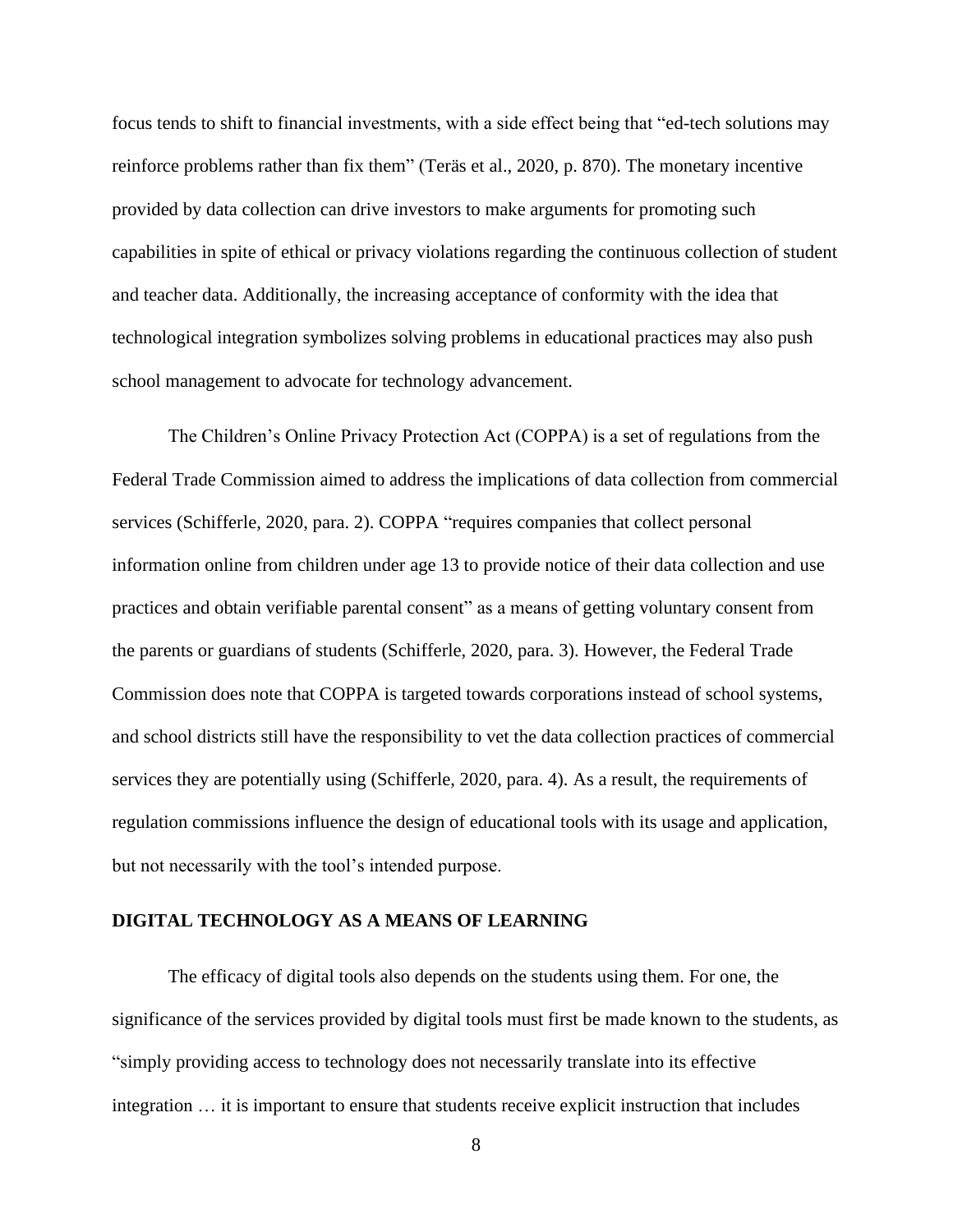focus tends to shift to financial investments, with a side effect being that "ed-tech solutions may reinforce problems rather than fix them" (Teräs et al., 2020, p. 870). The monetary incentive provided by data collection can drive investors to make arguments for promoting such capabilities in spite of ethical or privacy violations regarding the continuous collection of student and teacher data. Additionally, the increasing acceptance of conformity with the idea that technological integration symbolizes solving problems in educational practices may also push school management to advocate for technology advancement.

The Children's Online Privacy Protection Act (COPPA) is a set of regulations from the Federal Trade Commission aimed to address the implications of data collection from commercial services (Schifferle, 2020, para. 2). COPPA "requires companies that collect personal information online from children under age 13 to provide notice of their data collection and use practices and obtain verifiable parental consent" as a means of getting voluntary consent from the parents or guardians of students (Schifferle, 2020, para. 3). However, the Federal Trade Commission does note that COPPA is targeted towards corporations instead of school systems, and school districts still have the responsibility to vet the data collection practices of commercial services they are potentially using (Schifferle, 2020, para. 4). As a result, the requirements of regulation commissions influence the design of educational tools with its usage and application, but not necessarily with the tool's intended purpose.

## DIGITAL TECHNOLOGY AS A MEANS OF LEARNING

The efficacy of digital tools also depends on the students using them. For one, the significance of the services provided by digital tools must first be made known to the students, as "simply providing access to technology does not necessarily translate into its effective integration … it is important to ensure that students receive explicit instruction that includes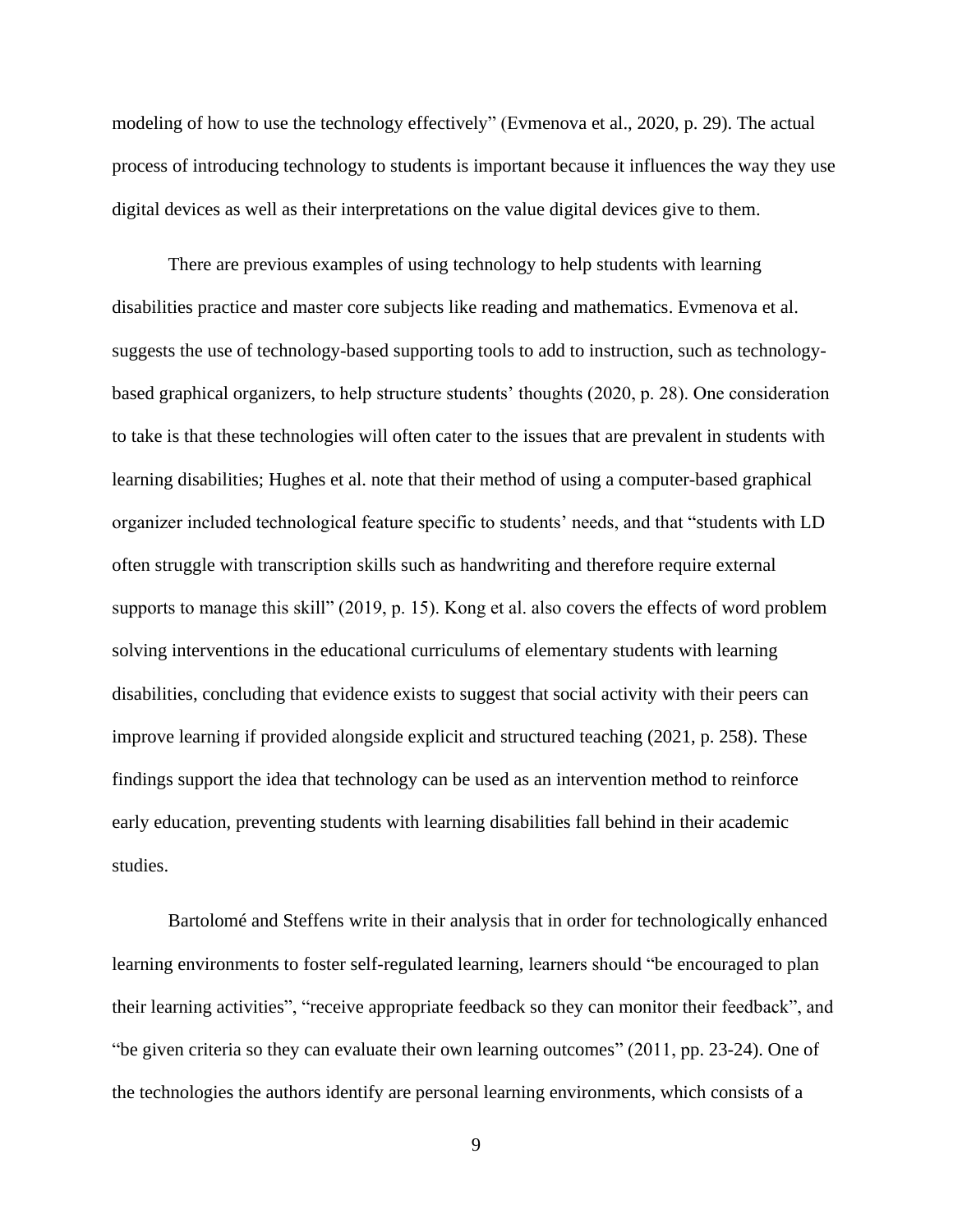modeling of how to use the technology effectively" (Evmenova et al., 2020, p. 29). The actual process of introducing technology to students is important because it influences the way they use digital devices as well as their interpretations on the value digital devices give to them.

There are previous examples of using technology to help students with learning disabilities practice and master core subjects like reading and mathematics. Evmenova et al. suggests the use of technology-based supporting tools to add to instruction, such as technology-based graphical organizers, to help structure students' thoughts (2020, p. 28). One consideration to take is that these technologies will often cater to the issues that are prevalent in students with learning disabilities; Hughes et al. note that their method of using a computer-based graphical organizer included technological feature specific to students' needs, and that "students with LD often struggle with transcription skills such as handwriting and therefore require external supports to manage this skill" (2019, p. 15). Kong et al. also covers the effects of word problem solving interventions in the educational curriculums of elementary students with learning disabilities, concluding that evidence exists to suggest that social activity with their peers can improve learning if provided alongside explicit and structured teaching (2021, p. 258). These findings support the idea that technology can be used as an intervention method to reinforce early education, preventing students with learning disabilities fall behind in their academic studies.

Bartolomé and Steffens write in their analysis that in order for technologically enhanced learning environments to foster self-regulated learning, learners should "be encouraged to plan their learning activities", "receive appropriate feedback so they can monitor their feedback", and "be given criteria so they can evaluate their own learning outcomes" (2011, pp. 23-24). One of the technologies the authors identify are personal learning environments, which consists of a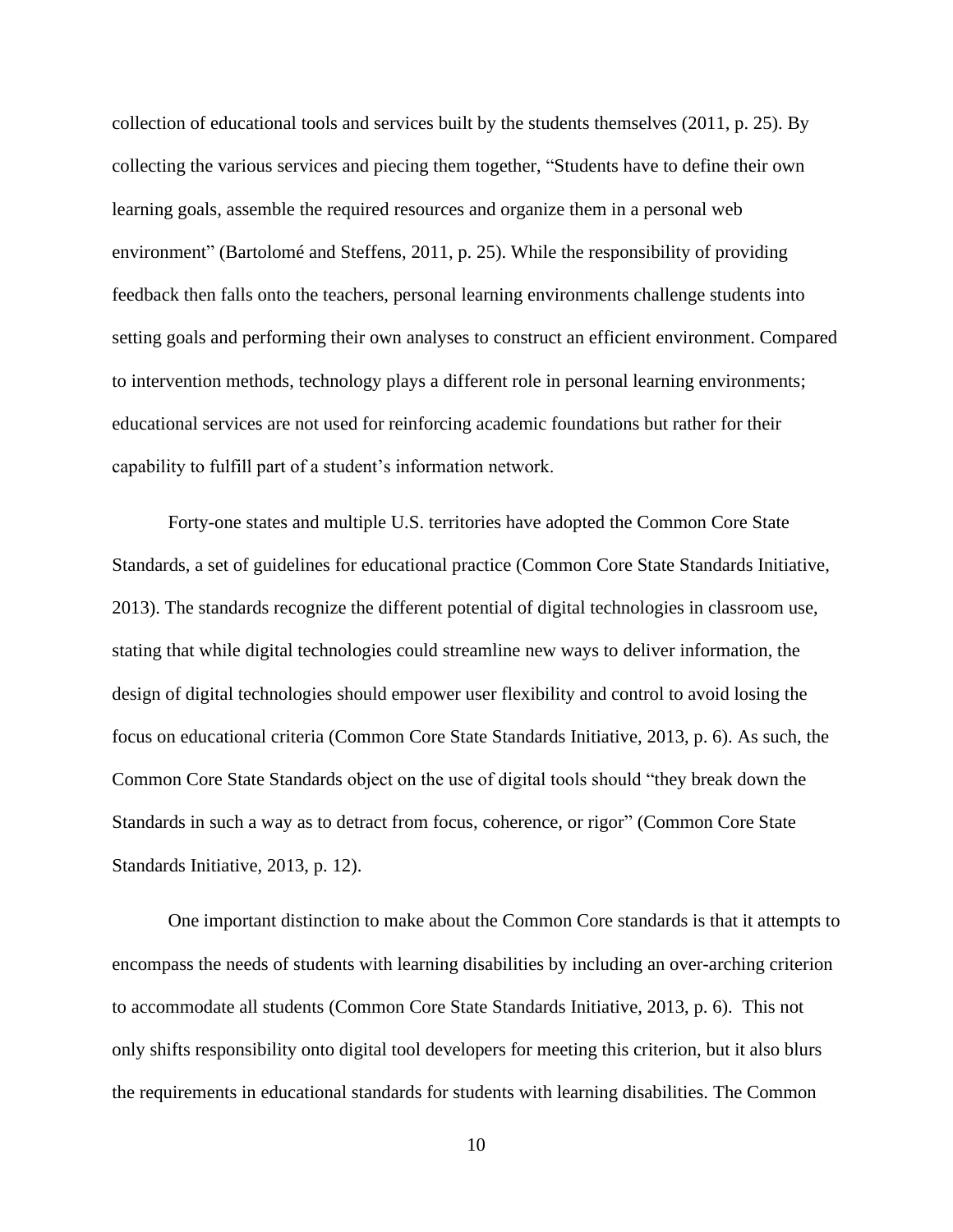collection of educational tools and services built by the students themselves (2011, p. 25). By collecting the various services and piecing them together, "Students have to define their own learning goals, assemble the required resources and organize them in a personal web environment" (Bartolomé and Steffens, 2011, p. 25). While the responsibility of providing feedback then falls onto the teachers, personal learning environments challenge students into setting goals and performing their own analyses to construct an efficient environment. Compared to intervention methods, technology plays a different role in personal learning environments; educational services are not used for reinforcing academic foundations but rather for their capability to fulfill part of a student's information network.

Forty-one states and multiple U.S. territories have adopted the Common Core State Standards, a set of guidelines for educational practice (Common Core State Standards Initiative, 2013). The standards recognize the different potential of digital technologies in classroom use, stating that while digital technologies could streamline new ways to deliver information, the design of digital technologies should empower user flexibility and control to avoid losing the focus on educational criteria (Common Core State Standards Initiative, 2013, p. 6). As such, the Common Core State Standards object on the use of digital tools should "they break down the Standards in such a way as to detract from focus, coherence, or rigor" (Common Core State Standards Initiative, 2013, p. 12).

One important distinction to make about the Common Core standards is that it attempts to encompass the needs of students with learning disabilities by including an over-arching criterion to accommodate all students (Common Core State Standards Initiative, 2013, p. 6). This not only shifts responsibility onto digital tool developers for meeting this criterion, but it also blurs the requirements in educational standards for students with learning disabilities. The Common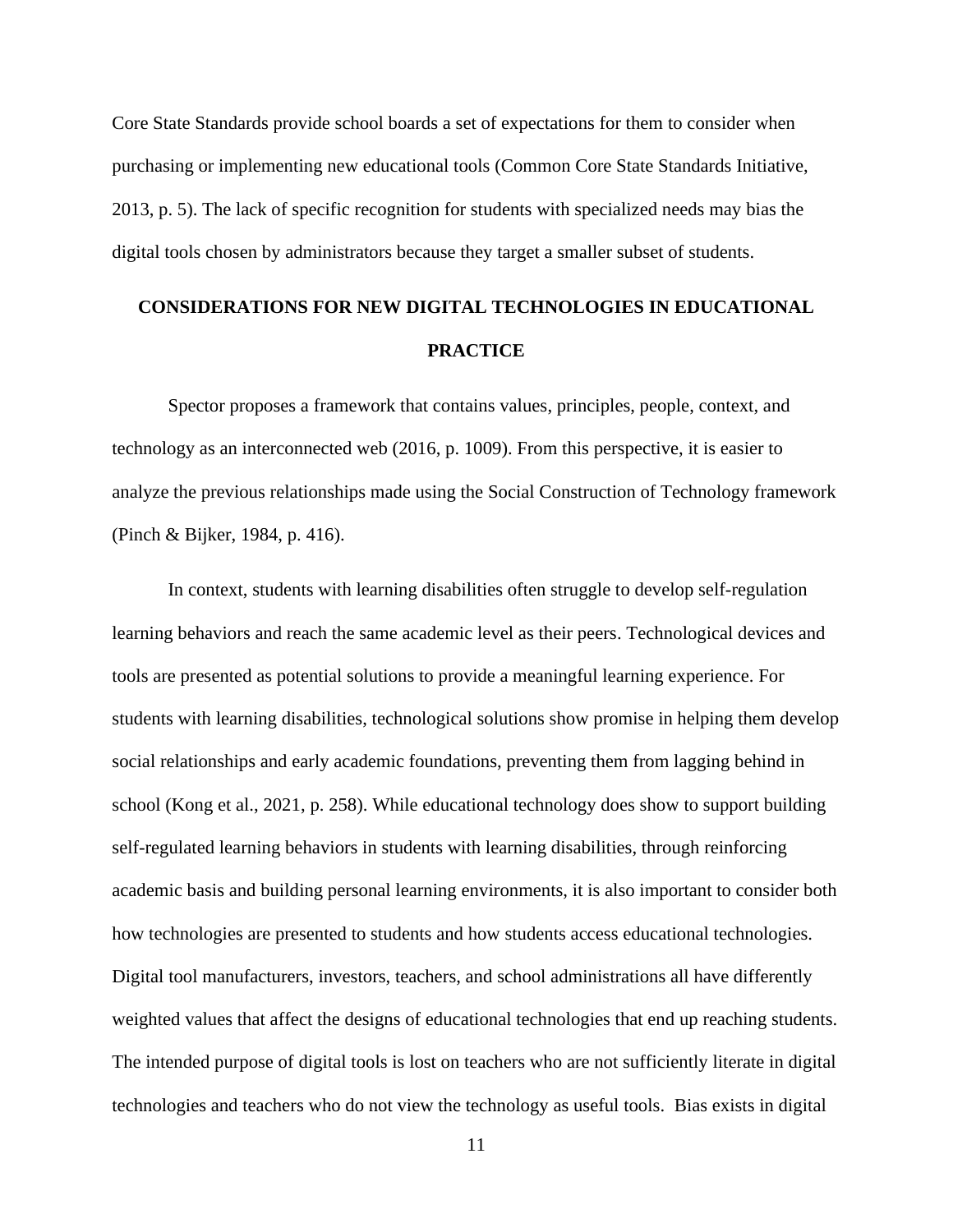Core State Standards provide school boards a set of expectations for them to consider when purchasing or implementing new educational tools (Common Core State Standards Initiative, 2013, p. 5). The lack of specific recognition for students with specialized needs may bias the digital tools chosen by administrators because they target a smaller subset of students.

## CONSIDERATIONS FOR NEW DIGITAL TECHNOLOGIES IN EDUCATIONAL PRACTICE

Spector proposes a framework that contains values, principles, people, context, and technology as an interconnected web (2016, p. 1009). From this perspective, it is easier to analyze the previous relationships made using the Social Construction of Technology framework (Pinch & Bijker, 1984, p. 416).

In context, students with learning disabilities often struggle to develop self-regulation learning behaviors and reach the same academic level as their peers. Technological devices and tools are presented as potential solutions to provide a meaningful learning experience. For students with learning disabilities, technological solutions show promise in helping them develop social relationships and early academic foundations, preventing them from lagging behind in school (Kong et al., 2021, p. 258). While educational technology does show to support building self-regulated learning behaviors in students with learning disabilities, through reinforcing academic basis and building personal learning environments, it is also important to consider both how technologies are presented to students and how students access educational technologies. Digital tool manufacturers, investors, teachers, and school administrations all have differently weighted values that affect the designs of educational technologies that end up reaching students. The intended purpose of digital tools is lost on teachers who are not sufficiently literate in digital technologies and teachers who do not view the technology as useful tools. Bias exists in digital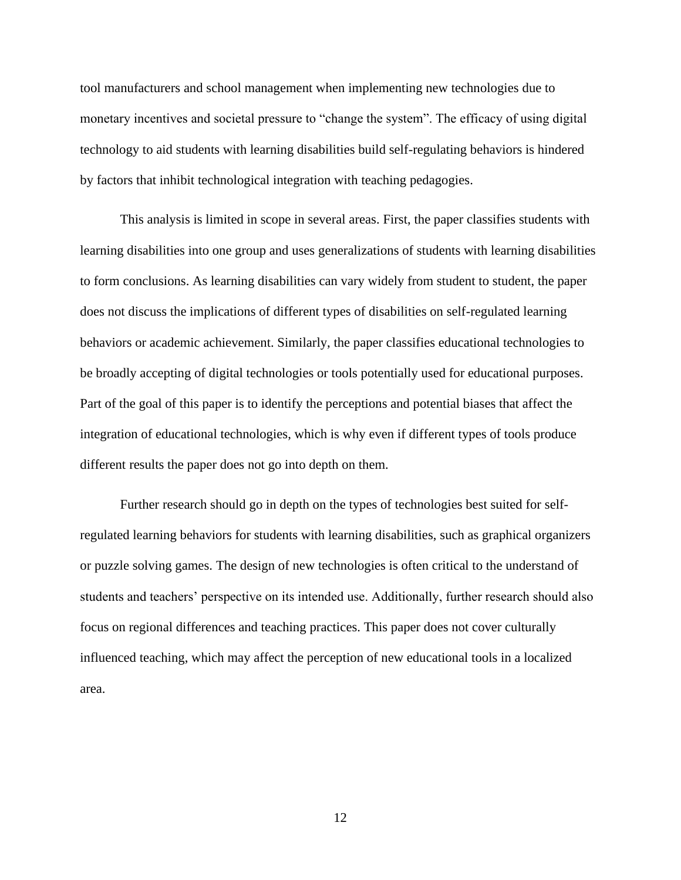tool manufacturers and school management when implementing new technologies due to monetary incentives and societal pressure to "change the system". The efficacy of using digital technology to aid students with learning disabilities build self-regulating behaviors is hindered by factors that inhibit technological integration with teaching pedagogies.

This analysis is limited in scope in several areas. First, the paper classifies students with learning disabilities into one group and uses generalizations of students with learning disabilities to form conclusions. As learning disabilities can vary widely from student to student, the paper does not discuss the implications of different types of disabilities on self-regulated learning behaviors or academic achievement. Similarly, the paper classifies educational technologies to be broadly accepting of digital technologies or tools potentially used for educational purposes. Part of the goal of this paper is to identify the perceptions and potential biases that affect the integration of educational technologies, which is why even if different types of tools produce different results the paper does not go into depth on them.

Further research should go in depth on the types of technologies best suited for self-regulated learning behaviors for students with learning disabilities, such as graphical organizers or puzzle solving games. The design of new technologies is often critical to the understand of students and teachers' perspective on its intended use. Additionally, further research should also focus on regional differences and teaching practices. This paper does not cover culturally influenced teaching, which may affect the perception of new educational tools in a localized area.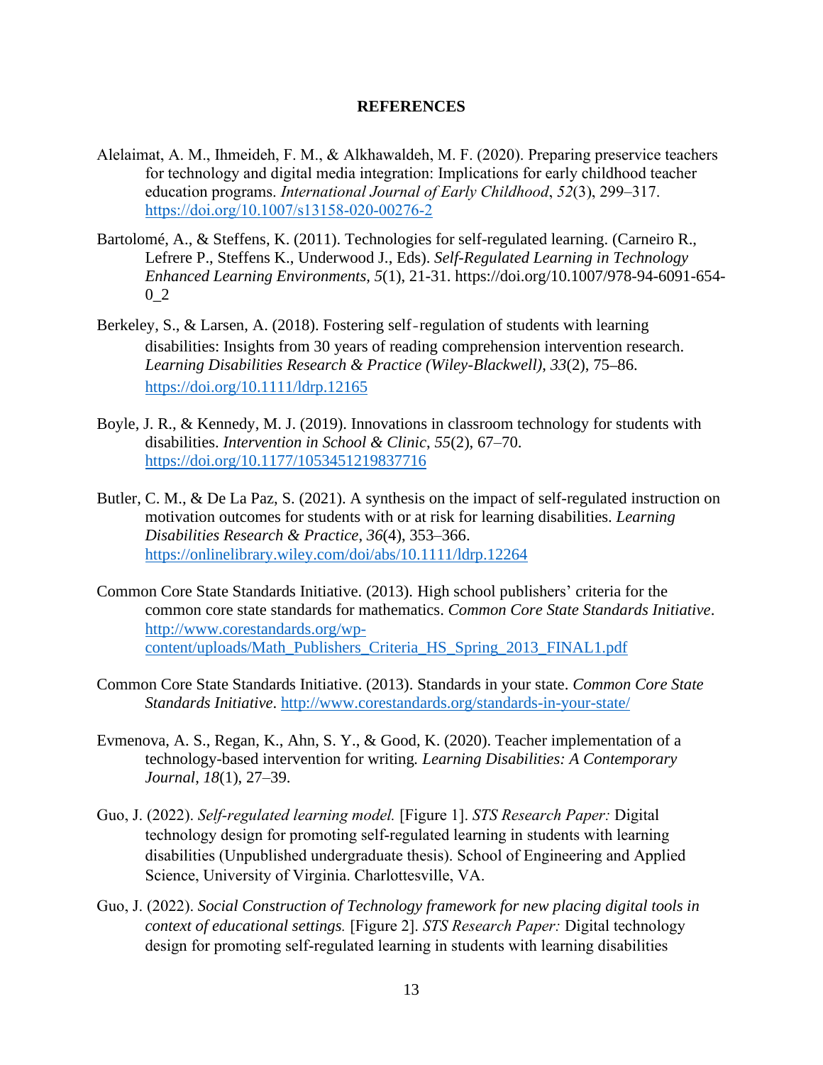# REFERENCES

Alelaimat, A. M., Ihmeideh, F. M., & Alkhawaldeh, M. F. (2020). Preparing preservice teachers for technology and digital media integration: Implications for early childhood teacher education programs. *International Journal of Early Childhood*, *52*(3), 299–317. https://doi.org/10.1007/s13158-020-00276-2

Bartolomé, A., & Steffens, K. (2011). Technologies for self-regulated learning. (Carneiro R., Lefrere P., Steffens K., Underwood J., Eds). *Self-Regulated Learning in Technology Enhanced Learning Environments, 5*(1), 21-31. https://doi.org/10.1007/978-94-6091-654-0_2

Berkeley, S., & Larsen, A. (2018). Fostering self-regulation of students with learning disabilities: Insights from 30 years of reading comprehension intervention research. *Learning Disabilities Research & Practice (Wiley-Blackwell)*, *33*(2), 75–86. https://doi.org/10.1111/ldrp.12165

Boyle, J. R., & Kennedy, M. J. (2019). Innovations in classroom technology for students with disabilities. *Intervention in School & Clinic*, *55*(2), 67–70. https://doi.org/10.1177/1053451219837716

Butler, C. M., & De La Paz, S. (2021). A synthesis on the impact of self-regulated instruction on motivation outcomes for students with or at risk for learning disabilities. *Learning Disabilities Research & Practice*, *36*(4), 353–366. https://onlinelibrary.wiley.com/doi/abs/10.1111/ldrp.12264

Common Core State Standards Initiative. (2013). High school publishers' criteria for the common core state standards for mathematics. *Common Core State Standards Initiative*. http://www.corestandards.org/wp-content/uploads/Math_Publishers_Criteria_HS_Spring_2013_FINAL1.pdf

Common Core State Standards Initiative. (2013). Standards in your state. *Common Core State Standards Initiative*. http://www.corestandards.org/standards-in-your-state/

Evmenova, A. S., Regan, K., Ahn, S. Y., & Good, K. (2020). Teacher implementation of a technology-based intervention for writing. *Learning Disabilities: A Contemporary Journal*, *18*(1), 27–39.

Guo, J. (2022). *Self-regulated learning model.* [Figure 1]. *STS Research Paper:* Digital technology design for promoting self-regulated learning in students with learning disabilities (Unpublished undergraduate thesis). School of Engineering and Applied Science, University of Virginia. Charlottesville, VA.

Guo, J. (2022). *Social Construction of Technology framework for new placing digital tools in context of educational settings.* [Figure 2]. *STS Research Paper:* Digital technology design for promoting self-regulated learning in students with learning disabilities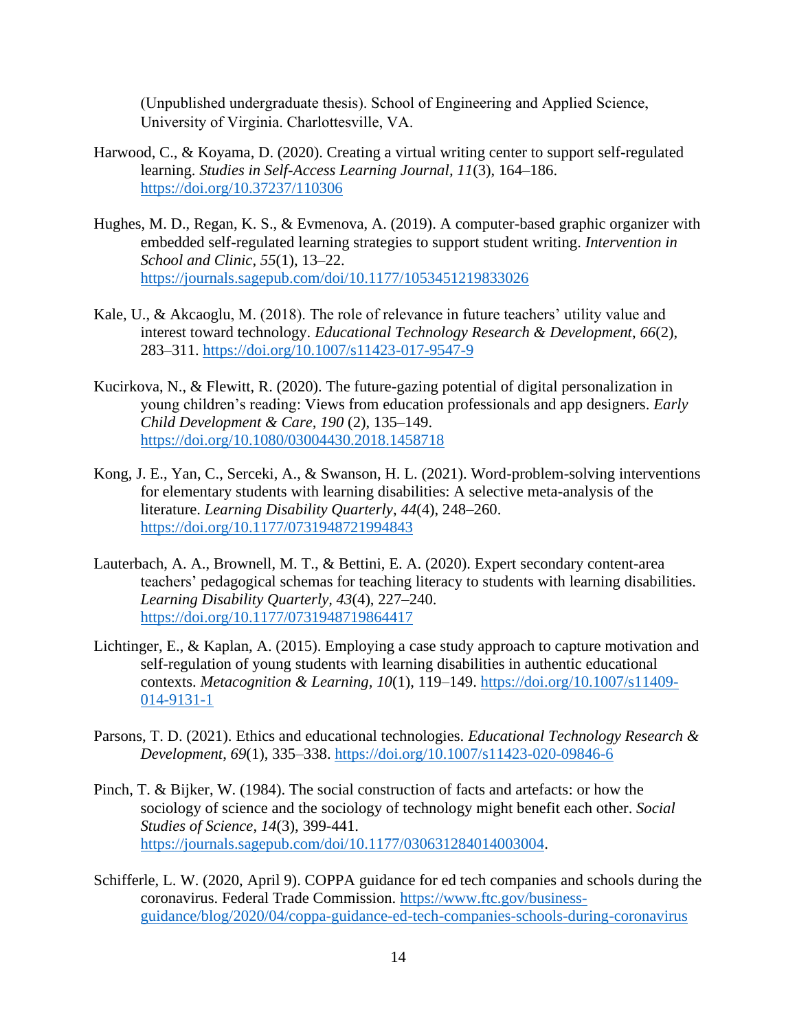(Unpublished undergraduate thesis). School of Engineering and Applied Science, University of Virginia. Charlottesville, VA.

Harwood, C., & Koyama, D. (2020). Creating a virtual writing center to support self-regulated learning. *Studies in Self-Access Learning Journal*, *11*(3), 164–186. https://doi.org/10.37237/110306

Hughes, M. D., Regan, K. S., & Evmenova, A. (2019). A computer-based graphic organizer with embedded self-regulated learning strategies to support student writing. *Intervention in School and Clinic*, *55*(1), 13–22. https://journals.sagepub.com/doi/10.1177/1053451219833026

Kale, U., & Akcaoglu, M. (2018). The role of relevance in future teachers' utility value and interest toward technology. *Educational Technology Research & Development*, *66*(2), 283–311. https://doi.org/10.1007/s11423-017-9547-9

Kucirkova, N., & Flewitt, R. (2020). The future-gazing potential of digital personalization in young children's reading: Views from education professionals and app designers. *Early Child Development & Care, 190* (2), 135–149. https://doi.org/10.1080/03004430.2018.1458718

Kong, J. E., Yan, C., Serceki, A., & Swanson, H. L. (2021). Word-problem-solving interventions for elementary students with learning disabilities: A selective meta-analysis of the literature. *Learning Disability Quarterly*, *44*(4), 248–260. https://doi.org/10.1177/0731948721994843

Lauterbach, A. A., Brownell, M. T., & Bettini, E. A. (2020). Expert secondary content-area teachers' pedagogical schemas for teaching literacy to students with learning disabilities. *Learning Disability Quarterly*, *43*(4), 227–240. https://doi.org/10.1177/0731948719864417

Lichtinger, E., & Kaplan, A. (2015). Employing a case study approach to capture motivation and self-regulation of young students with learning disabilities in authentic educational contexts. *Metacognition & Learning, 10*(1), 119–149. https://doi.org/10.1007/s11409-014-9131-1

Parsons, T. D. (2021). Ethics and educational technologies. *Educational Technology Research & Development*, *69*(1), 335–338. https://doi.org/10.1007/s11423-020-09846-6

Pinch, T. & Bijker, W. (1984). The social construction of facts and artefacts: or how the sociology of science and the sociology of technology might benefit each other. *Social Studies of Science*, *14*(3), 399-441. https://journals.sagepub.com/doi/10.1177/030631284014003004.

Schifferle, L. W. (2020, April 9). COPPA guidance for ed tech companies and schools during the coronavirus. Federal Trade Commission. https://www.ftc.gov/business-guidance/blog/2020/04/coppa-guidance-ed-tech-companies-schools-during-coronavirus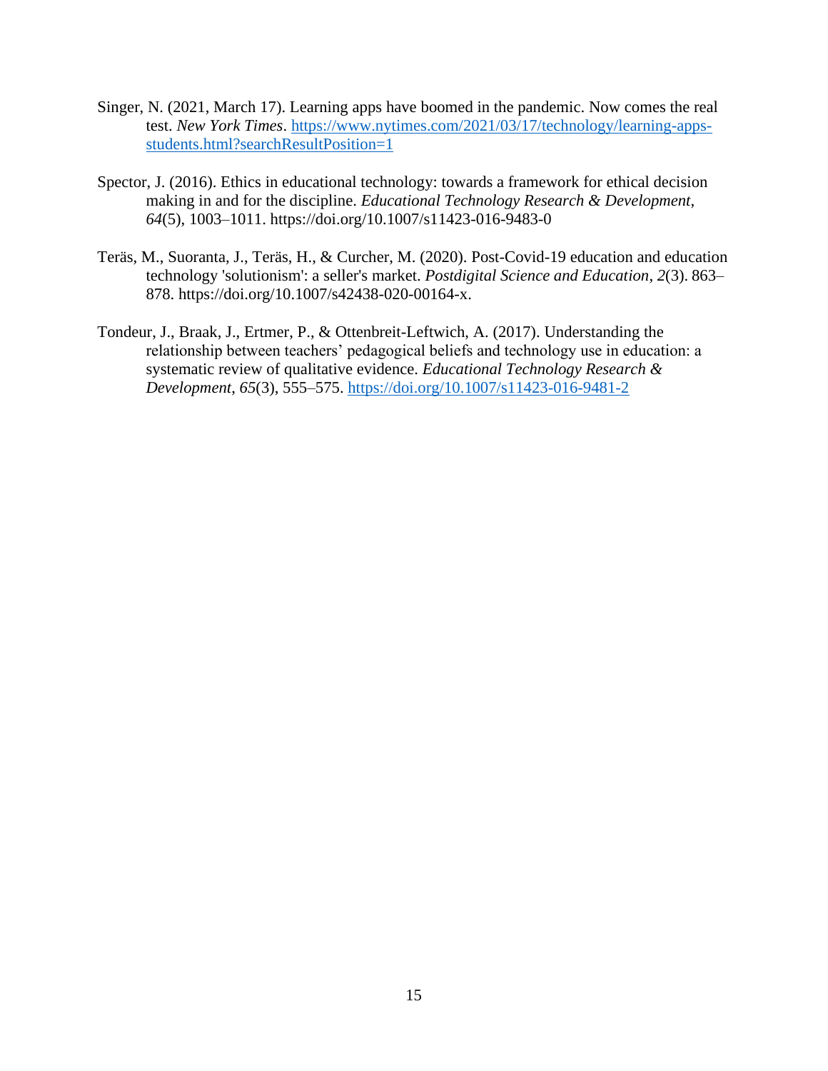Singer, N. (2021, March 17). Learning apps have boomed in the pandemic. Now comes the real test. *New York Times*. https://www.nytimes.com/2021/03/17/technology/learning-apps-students.html?searchResultPosition=1

Spector, J. (2016). Ethics in educational technology: towards a framework for ethical decision making in and for the discipline. *Educational Technology Research & Development*, *64*(5), 1003–1011. https://doi.org/10.1007/s11423-016-9483-0

Teräs, M., Suoranta, J., Teräs, H., & Curcher, M. (2020). Post-Covid-19 education and education technology 'solutionism': a seller's market. *Postdigital Science and Education*, *2*(3). 863–878. https://doi.org/10.1007/s42438-020-00164-x.

Tondeur, J., Braak, J., Ertmer, P., & Ottenbreit-Leftwich, A. (2017). Understanding the relationship between teachers' pedagogical beliefs and technology use in education: a systematic review of qualitative evidence. *Educational Technology Research & Development*, *65*(3), 555–575. https://doi.org/10.1007/s11423-016-9481-2